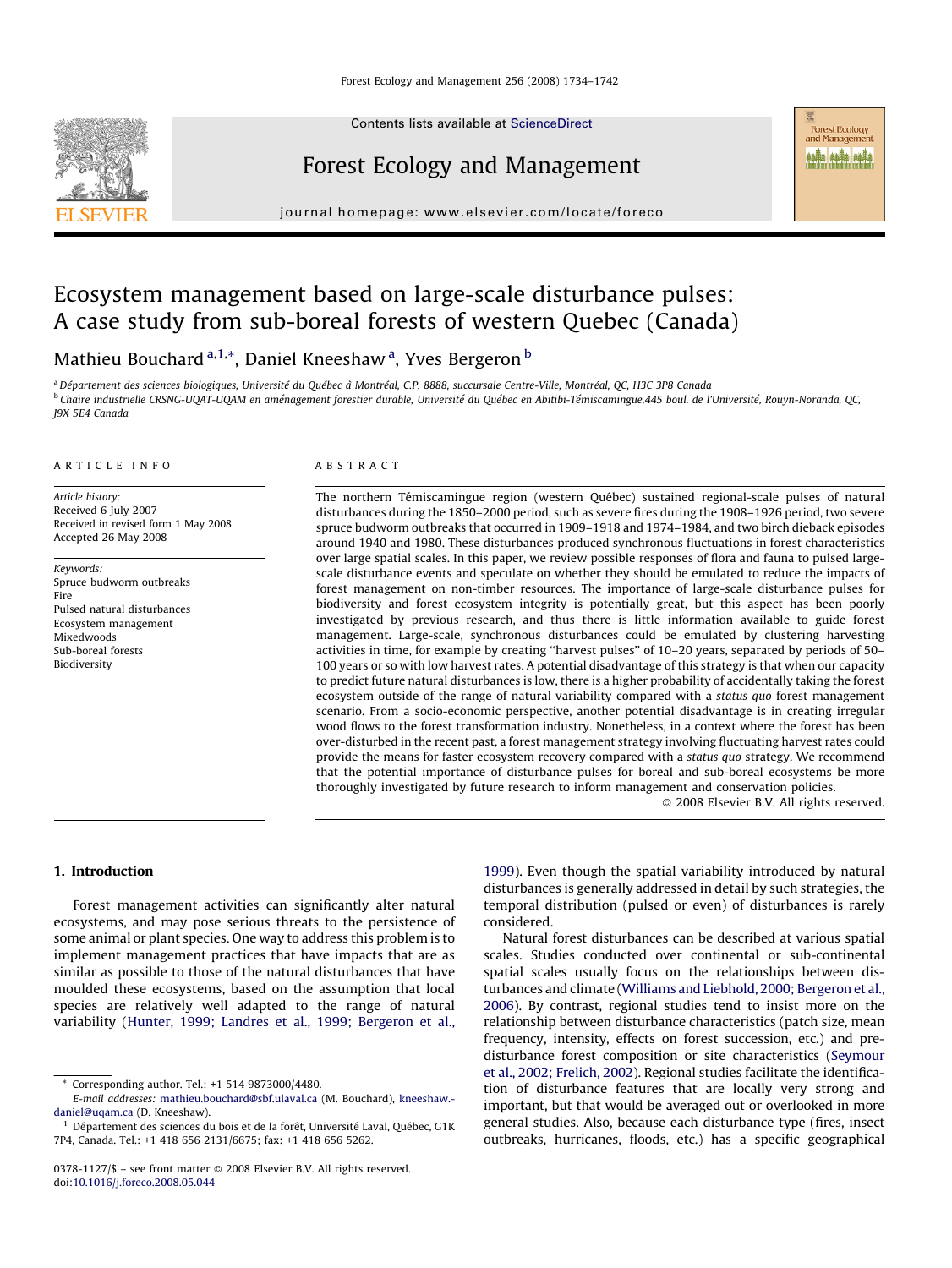# Ecosystem management based on large-scale disturbance pulses: A case study from sub-boreal forests of western Quebec (Canada)

Mathieu Bouchard [a,1,*], Daniel Kneeshaw [a], Yves Bergeron [b]

[a] Département des sciences biologiques, Université du Québec à Montréal, C.P. 8888, succursale Centre-Ville, Montréal, QC, H3C 3P8 Canada

[b] Chaire industrielle CRSNG-UQAT-UQAM en aménagement forestier durable, Université du Québec en Abitibi-Témiscamingue,445 boul. de l'Université, Rouyn-Noranda, QC, J9X 5E4 Canada

**ARTICLE INFO**

*Article history:*
Received 6 July 2007
Received in revised form 1 May 2008
Accepted 26 May 2008

*Keywords:*
Spruce budworm outbreaks
Fire
Pulsed natural disturbances
Ecosystem management
Mixedwoods
Sub-boreal forests
Biodiversity

**ABSTRACT**

The northern Témiscamingue region (western Québec) sustained regional-scale pulses of natural disturbances during the 1850–2000 period, such as severe fires during the 1908–1926 period, two severe spruce budworm outbreaks that occurred in 1909–1918 and 1974–1984, and two birch dieback episodes around 1940 and 1980. These disturbances produced synchronous fluctuations in forest characteristics over large spatial scales. In this paper, we review possible responses of flora and fauna to pulsed large-scale disturbance events and speculate on whether they should be emulated to reduce the impacts of forest management on non-timber resources. The importance of large-scale disturbance pulses for biodiversity and forest ecosystem integrity is potentially great, but this aspect has been poorly investigated by previous research, and thus there is little information available to guide forest management. Large-scale, synchronous disturbances could be emulated by clustering harvesting activities in time, for example by creating "harvest pulses" of 10–20 years, separated by periods of 50–100 years or so with low harvest rates. A potential disadvantage of this strategy is that when our capacity to predict future natural disturbances is low, there is a higher probability of accidentally taking the forest ecosystem outside of the range of natural variability compared with a *status quo* forest management scenario. From a socio-economic perspective, another potential disadvantage is in creating irregular wood flows to the forest transformation industry. Nonetheless, in a context where the forest has been over-disturbed in the recent past, a forest management strategy involving fluctuating harvest rates could provide the means for faster ecosystem recovery compared with a *status quo* strategy. We recommend that the potential importance of disturbance pulses for boreal and sub-boreal ecosystems be more thoroughly investigated by future research to inform management and conservation policies.

© 2008 Elsevier B.V. All rights reserved.

## 1. Introduction

Forest management activities can significantly alter natural ecosystems, and may pose serious threats to the persistence of some animal or plant species. One way to address this problem is to implement management practices that have impacts that are as similar as possible to those of the natural disturbances that have moulded these ecosystems, based on the assumption that local species are relatively well adapted to the range of natural variability (Hunter, 1999; Landres et al., 1999; Bergeron et al., 1999). Even though the spatial variability introduced by natural disturbances is generally addressed in detail by such strategies, the temporal distribution (pulsed or even) of disturbances is rarely considered.

Natural forest disturbances can be described at various spatial scales. Studies conducted over continental or sub-continental spatial scales usually focus on the relationships between disturbances and climate (Williams and Liebhold, 2000; Bergeron et al., 2006). By contrast, regional studies tend to insist more on the relationship between disturbance characteristics (patch size, mean frequency, intensity, effects on forest succession, etc.) and pre-disturbance forest composition or site characteristics (Seymour et al., 2002; Frelich, 2002). Regional studies facilitate the identification of disturbance features that are locally very strong and important, but that would be averaged out or overlooked in more general studies. Also, because each disturbance type (fires, insect outbreaks, hurricanes, floods, etc.) has a specific geographical

* Corresponding author. Tel.: +1 514 9873000/4480.
*E-mail addresses:* mathieu.bouchard@sbf.ulaval.ca (M. Bouchard), kneeshaw.daniel@uqam.ca (D. Kneeshaw).

[1] Département des sciences du bois et de la forêt, Université Laval, Québec, G1K 7P4, Canada. Tel.: +1 418 656 2131/6675; fax: +1 418 656 5262.

0378-1127/$ – see front matter © 2008 Elsevier B.V. All rights reserved.
doi:10.1016/j.foreco.2008.05.044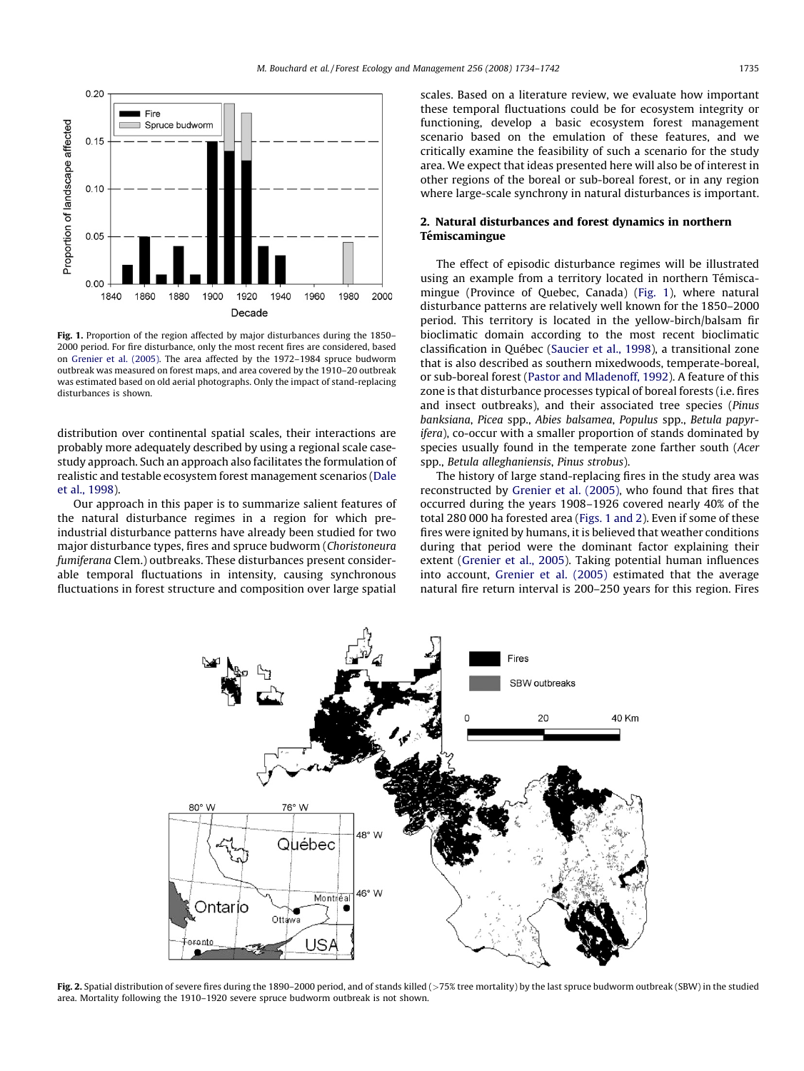Fig. 1. Proportion of the region affected by major disturbances during the 1850–2000 period. For fire disturbance, only the most recent fires are considered, based on Grenier et al. (2005). The area affected by the 1972–1984 spruce budworm outbreak was measured on forest maps, and area covered by the 1910–20 outbreak was estimated based on old aerial photographs. Only the impact of stand-replacing disturbances is shown.

distribution over continental spatial scales, their interactions are probably more adequately described by using a regional scale case-study approach. Such an approach also facilitates the formulation of realistic and testable ecosystem forest management scenarios (Dale et al., 1998).

Our approach in this paper is to summarize salient features of the natural disturbance regimes in a region for which pre-industrial disturbance patterns have already been studied for two major disturbance types, fires and spruce budworm (*Choristoneura fumiferana* Clem.) outbreaks. These disturbances present considerable temporal fluctuations in intensity, causing synchronous fluctuations in forest structure and composition over large spatial scales. Based on a literature review, we evaluate how important these temporal fluctuations could be for ecosystem integrity or functioning, develop a basic ecosystem forest management scenario based on the emulation of these features, and we critically examine the feasibility of such a scenario for the study area. We expect that ideas presented here will also be of interest in other regions of the boreal or sub-boreal forest, or in any region where large-scale synchrony in natural disturbances is important.

## 2. Natural disturbances and forest dynamics in northern Témiscamingue

The effect of episodic disturbance regimes will be illustrated using an example from a territory located in northern Témiscamingue (Province of Quebec, Canada) (Fig. 1), where natural disturbance patterns are relatively well known for the 1850–2000 period. This territory is located in the yellow-birch/balsam fir bioclimatic domain according to the most recent bioclimatic classification in Québec (Saucier et al., 1998), a transitional zone that is also described as southern mixedwoods, temperate-boreal, or sub-boreal forest (Pastor and Mladenoff, 1992). A feature of this zone is that disturbance processes typical of boreal forests (i.e. fires and insect outbreaks), and their associated tree species (*Pinus banksiana*, *Picea* spp., *Abies balsamea*, *Populus* spp., *Betula papyrifera*), co-occur with a smaller proportion of stands dominated by species usually found in the temperate zone farther south (*Acer* spp., *Betula alleghaniensis*, *Pinus strobus*).

The history of large stand-replacing fires in the study area was reconstructed by Grenier et al. (2005), who found that fires that occurred during the years 1908–1926 covered nearly 40% of the total 280 000 ha forested area (Figs. 1 and 2). Even if some of these fires were ignited by humans, it is believed that weather conditions during that period were the dominant factor explaining their extent (Grenier et al., 2005). Taking potential human influences into account, Grenier et al. (2005) estimated that the average natural fire return interval is 200–250 years for this region. Fires

Fig. 2. Spatial distribution of severe fires during the 1890–2000 period, and of stands killed (>75% tree mortality) by the last spruce budworm outbreak (SBW) in the studied area. Mortality following the 1910–1920 severe spruce budworm outbreak is not shown.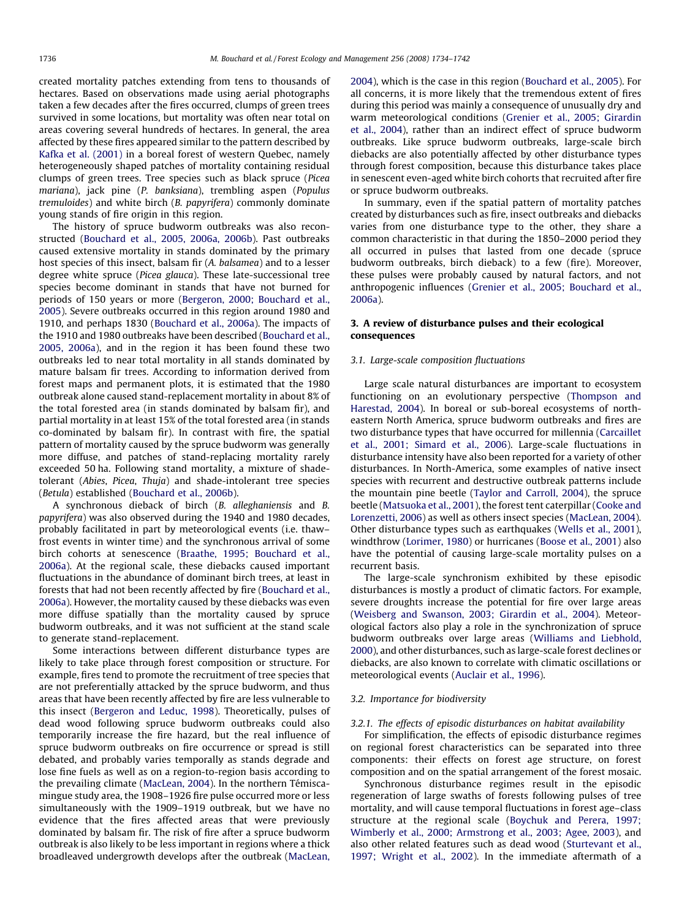created mortality patches extending from tens to thousands of hectares. Based on observations made using aerial photographs taken a few decades after the fires occurred, clumps of green trees survived in some locations, but mortality was often near total on areas covering several hundreds of hectares. In general, the area affected by these fires appeared similar to the pattern described by Kafka et al. (2001) in a boreal forest of western Quebec, namely heterogeneously shaped patches of mortality containing residual clumps of green trees. Tree species such as black spruce (*Picea mariana*), jack pine (*P. banksiana*), trembling aspen (*Populus tremuloides*) and white birch (*B. papyrifera*) commonly dominate young stands of fire origin in this region.

The history of spruce budworm outbreaks was also reconstructed (Bouchard et al., 2005, 2006a, 2006b). Past outbreaks caused extensive mortality in stands dominated by the primary host species of this insect, balsam fir (*A. balsamea*) and to a lesser degree white spruce (*Picea glauca*). These late-successional tree species become dominant in stands that have not burned for periods of 150 years or more (Bergeron, 2000; Bouchard et al., 2005). Severe outbreaks occurred in this region around 1980 and 1910, and perhaps 1830 (Bouchard et al., 2006a). The impacts of the 1910 and 1980 outbreaks have been described (Bouchard et al., 2005, 2006a), and in the region it has been found these two outbreaks led to near total mortality in all stands dominated by mature balsam fir trees. According to information derived from forest maps and permanent plots, it is estimated that the 1980 outbreak alone caused stand-replacement mortality in about 8% of the total forested area (in stands dominated by balsam fir), and partial mortality in at least 15% of the total forested area (in stands co-dominated by balsam fir). In contrast with fire, the spatial pattern of mortality caused by the spruce budworm was generally more diffuse, and patches of stand-replacing mortality rarely exceeded 50 ha. Following stand mortality, a mixture of shade-tolerant (*Abies*, *Picea*, *Thuja*) and shade-intolerant tree species (*Betula*) established (Bouchard et al., 2006b).

A synchronous dieback of birch (*B. alleghaniensis* and *B. papyrifera*) was also observed during the 1940 and 1980 decades, probably facilitated in part by meteorological events (i.e. thaw–frost events in winter time) and the synchronous arrival of some birch cohorts at senescence (Braathe, 1995; Bouchard et al., 2006a). At the regional scale, these diebacks caused important fluctuations in the abundance of dominant birch trees, at least in forests that had not been recently affected by fire (Bouchard et al., 2006a). However, the mortality caused by these diebacks was even more diffuse spatially than the mortality caused by spruce budworm outbreaks, and it was not sufficient at the stand scale to generate stand-replacement.

Some interactions between different disturbance types are likely to take place through forest composition or structure. For example, fires tend to promote the recruitment of tree species that are not preferentially attacked by the spruce budworm, and thus areas that have been recently affected by fire are less vulnerable to this insect (Bergeron and Leduc, 1998). Theoretically, pulses of dead wood following spruce budworm outbreaks could also temporarily increase the fire hazard, but the real influence of spruce budworm outbreaks on fire occurrence or spread is still debated, and probably varies temporally as stands degrade and lose fine fuels as well as on a region-to-region basis according to the prevailing climate (MacLean, 2004). In the northern Témiscamingue study area, the 1908–1926 fire pulse occurred more or less simultaneously with the 1909–1919 outbreak, but we have no evidence that the fires affected areas that were previously dominated by balsam fir. The risk of fire after a spruce budworm outbreak is also likely to be less important in regions where a thick broadleaved undergrowth develops after the outbreak (MacLean, 2004), which is the case in this region (Bouchard et al., 2005). For all concerns, it is more likely that the tremendous extent of fires during this period was mainly a consequence of unusually dry and warm meteorological conditions (Grenier et al., 2005; Girardin et al., 2004), rather than an indirect effect of spruce budworm outbreaks. Like spruce budworm outbreaks, large-scale birch diebacks are also potentially affected by other disturbance types through forest composition, because this disturbance takes place in senescent even-aged white birch cohorts that recruited after fire or spruce budworm outbreaks.

In summary, even if the spatial pattern of mortality patches created by disturbances such as fire, insect outbreaks and diebacks varies from one disturbance type to the other, they share a common characteristic in that during the 1850–2000 period they all occurred in pulses that lasted from one decade (spruce budworm outbreaks, birch dieback) to a few (fire). Moreover, these pulses were probably caused by natural factors, and not anthropogenic influences (Grenier et al., 2005; Bouchard et al., 2006a).

## 3. A review of disturbance pulses and their ecological consequences

### 3.1. Large-scale composition fluctuations

Large scale natural disturbances are important to ecosystem functioning on an evolutionary perspective (Thompson and Harestad, 2004). In boreal or sub-boreal ecosystems of northeastern North America, spruce budworm outbreaks and fires are two disturbance types that have occurred for millennia (Carcaillet et al., 2001; Simard et al., 2006). Large-scale fluctuations in disturbance intensity have also been reported for a variety of other disturbances. In North-America, some examples of native insect species with recurrent and destructive outbreak patterns include the mountain pine beetle (Taylor and Carroll, 2004), the spruce beetle (Matsuoka et al., 2001), the forest tent caterpillar (Cooke and Lorenzetti, 2006) as well as others insect species (MacLean, 2004). Other disturbance types such as earthquakes (Wells et al., 2001), windthrow (Lorimer, 1980) or hurricanes (Boose et al., 2001) also have the potential of causing large-scale mortality pulses on a recurrent basis.

The large-scale synchronism exhibited by these episodic disturbances is mostly a product of climatic factors. For example, severe droughts increase the potential for fire over large areas (Weisberg and Swanson, 2003; Girardin et al., 2004). Meteorological factors also play a role in the synchronization of spruce budworm outbreaks over large areas (Williams and Liebhold, 2000), and other disturbances, such as large-scale forest declines or diebacks, are also known to correlate with climatic oscillations or meteorological events (Auclair et al., 1996).

### 3.2. Importance for biodiversity

#### 3.2.1. The effects of episodic disturbances on habitat availability

For simplification, the effects of episodic disturbance regimes on regional forest characteristics can be separated into three components: their effects on forest age structure, on forest composition and on the spatial arrangement of the forest mosaic.

Synchronous disturbance regimes result in the episodic regeneration of large swaths of forests following pulses of tree mortality, and will cause temporal fluctuations in forest age–class structure at the regional scale (Boychuk and Perera, 1997; Wimberly et al., 2000; Armstrong et al., 2003; Agee, 2003), and also other related features such as dead wood (Sturtevant et al., 1997; Wright et al., 2002). In the immediate aftermath of a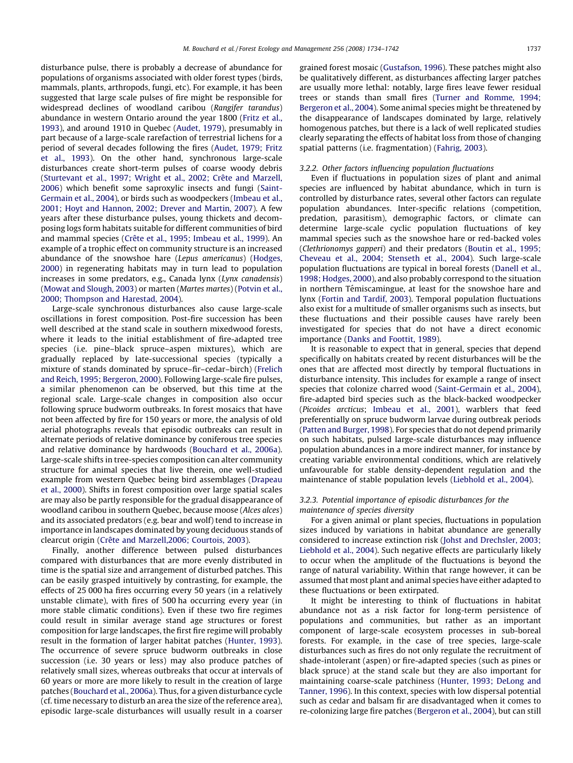disturbance pulse, there is probably a decrease of abundance for populations of organisms associated with older forest types (birds, mammals, plants, arthropods, fungi, etc). For example, it has been suggested that large scale pulses of fire might be responsible for widespread declines of woodland caribou (*Rangifer tarandus*) abundance in western Ontario around the year 1800 (Fritz et al., 1993), and around 1910 in Quebec (Audet, 1979), presumably in part because of a large-scale rarefaction of terrestrial lichens for a period of several decades following the fires (Audet, 1979; Fritz et al., 1993). On the other hand, synchronous large-scale disturbances create short-term pulses of coarse woody debris (Sturtevant et al., 1997; Wright et al., 2002; Crête and Marzell, 2006) which benefit some saproxylic insects and fungi (Saint-Germain et al., 2004), or birds such as woodpeckers (Imbeau et al., 2001; Hoyt and Hannon, 2002; Drever and Martin, 2007). A few years after these disturbance pulses, young thickets and decomposing logs form habitats suitable for different communities of bird and mammal species (Crête et al., 1995; Imbeau et al., 1999). An example of a trophic effect on community structure is an increased abundance of the snowshoe hare (*Lepus americanus*) (Hodges, 2000) in regenerating habitats may in turn lead to population increases in some predators, e.g., Canada lynx (*Lynx canadensis*) (Mowat and Slough, 2003) or marten (*Martes martes*) (Potvin et al., 2000; Thompson and Harestad, 2004).

Large-scale synchronous disturbances also cause large-scale oscillations in forest composition. Post-fire succession has been well described at the stand scale in southern mixedwood forests, where it leads to the initial establishment of fire-adapted tree species (i.e. pine–black spruce–aspen mixtures), which are gradually replaced by late-successional species (typically a mixture of stands dominated by spruce–fir–cedar–birch) (Frelich and Reich, 1995; Bergeron, 2000). Following large-scale fire pulses, a similar phenomenon can be observed, but this time at the regional scale. Large-scale changes in composition also occur following spruce budworm outbreaks. In forest mosaics that have not been affected by fire for 150 years or more, the analysis of old aerial photographs reveals that episodic outbreaks can result in alternate periods of relative dominance by coniferous tree species and relative dominance by hardwoods (Bouchard et al., 2006a). Large-scale shifts in tree-species composition can alter community structure for animal species that live therein, one well-studied example from western Quebec being bird assemblages (Drapeau et al., 2000). Shifts in forest composition over large spatial scales may also be partly responsible for the gradual disappearance of woodland caribou in southern Quebec, because moose (*Alces alces*) and its associated predators (e.g. bear and wolf) tend to increase in importance in landscapes dominated by young deciduous stands of clearcut origin (Crête and Marzell,2006; Courtois, 2003).

Finally, another difference between pulsed disturbances compared with disturbances that are more evenly distributed in time is the spatial size and arrangement of disturbed patches. This can be easily grasped intuitively by contrasting, for example, the effects of 25 000 ha fires occurring every 50 years (in a relatively unstable climate), with fires of 500 ha occurring every year (in more stable climatic conditions). Even if these two fire regimes could result in similar average stand age structures or forest composition for large landscapes, the first fire regime will probably result in the formation of larger habitat patches (Hunter, 1993). The occurrence of severe spruce budworm outbreaks in close succession (i.e. 30 years or less) may also produce patches of relatively small sizes, whereas outbreaks that occur at intervals of 60 years or more are more likely to result in the creation of large patches (Bouchard et al., 2006a). Thus, for a given disturbance cycle (cf. time necessary to disturb an area the size of the reference area), episodic large-scale disturbances will usually result in a coarser grained forest mosaic (Gustafson, 1996). These patches might also be qualitatively different, as disturbances affecting larger patches are usually more lethal: notably, large fires leave fewer residual trees or stands than small fires (Turner and Romme, 1994; Bergeron et al., 2004). Some animal species might be threatened by the disappearance of landscapes dominated by large, relatively homogenous patches, but there is a lack of well replicated studies clearly separating the effects of habitat loss from those of changing spatial patterns (i.e. fragmentation) (Fahrig, 2003).

### 3.2.2. Other factors influencing population fluctuations

Even if fluctuations in population sizes of plant and animal species are influenced by habitat abundance, which in turn is controlled by disturbance rates, several other factors can regulate population abundances. Inter-specific relations (competition, predation, parasitism), demographic factors, or climate can determine large-scale cyclic population fluctuations of key mammal species such as the snowshoe hare or red-backed voles (*Clethrionomys gapperi*) and their predators (Boutin et al., 1995; Cheveau et al., 2004; Stenseth et al., 2004). Such large-scale population fluctuations are typical in boreal forests (Danell et al., 1998; Hodges, 2000), and also probably correspond to the situation in northern Témiscamingue, at least for the snowshoe hare and lynx (Fortin and Tardif, 2003). Temporal population fluctuations also exist for a multitude of smaller organisms such as insects, but these fluctuations and their possible causes have rarely been investigated for species that do not have a direct economic importance (Danks and Foottit, 1989).

It is reasonable to expect that in general, species that depend specifically on habitats created by recent disturbances will be the ones that are affected most directly by temporal fluctuations in disturbance intensity. This includes for example a range of insect species that colonize charred wood (Saint-Germain et al., 2004), fire-adapted bird species such as the black-backed woodpecker (*Picoides arcticus*; Imbeau et al., 2001), warblers that feed preferentially on spruce budworm larvae during outbreak periods (Patten and Burger, 1998). For species that do not depend primarily on such habitats, pulsed large-scale disturbances may influence population abundances in a more indirect manner, for instance by creating variable environmental conditions, which are relatively unfavourable for stable density-dependent regulation and the maintenance of stable population levels (Liebhold et al., 2004).

### 3.2.3. Potential importance of episodic disturbances for the maintenance of species diversity

For a given animal or plant species, fluctuations in population sizes induced by variations in habitat abundance are generally considered to increase extinction risk (Johst and Drechsler, 2003; Liebhold et al., 2004). Such negative effects are particularly likely to occur when the amplitude of the fluctuations is beyond the range of natural variability. Within that range however, it can be assumed that most plant and animal species have either adapted to these fluctuations or been extirpated.

It might be interesting to think of fluctuations in habitat abundance not as a risk factor for long-term persistence of populations and communities, but rather as an important component of large-scale ecosystem processes in sub-boreal forests. For example, in the case of tree species, large-scale disturbances such as fires do not only regulate the recruitment of shade-intolerant (aspen) or fire-adapted species (such as pines or black spruce) at the stand scale but they are also important for maintaining coarse-scale patchiness (Hunter, 1993; DeLong and Tanner, 1996). In this context, species with low dispersal potential such as cedar and balsam fir are disadvantaged when it comes to re-colonizing large fire patches (Bergeron et al., 2004), but can still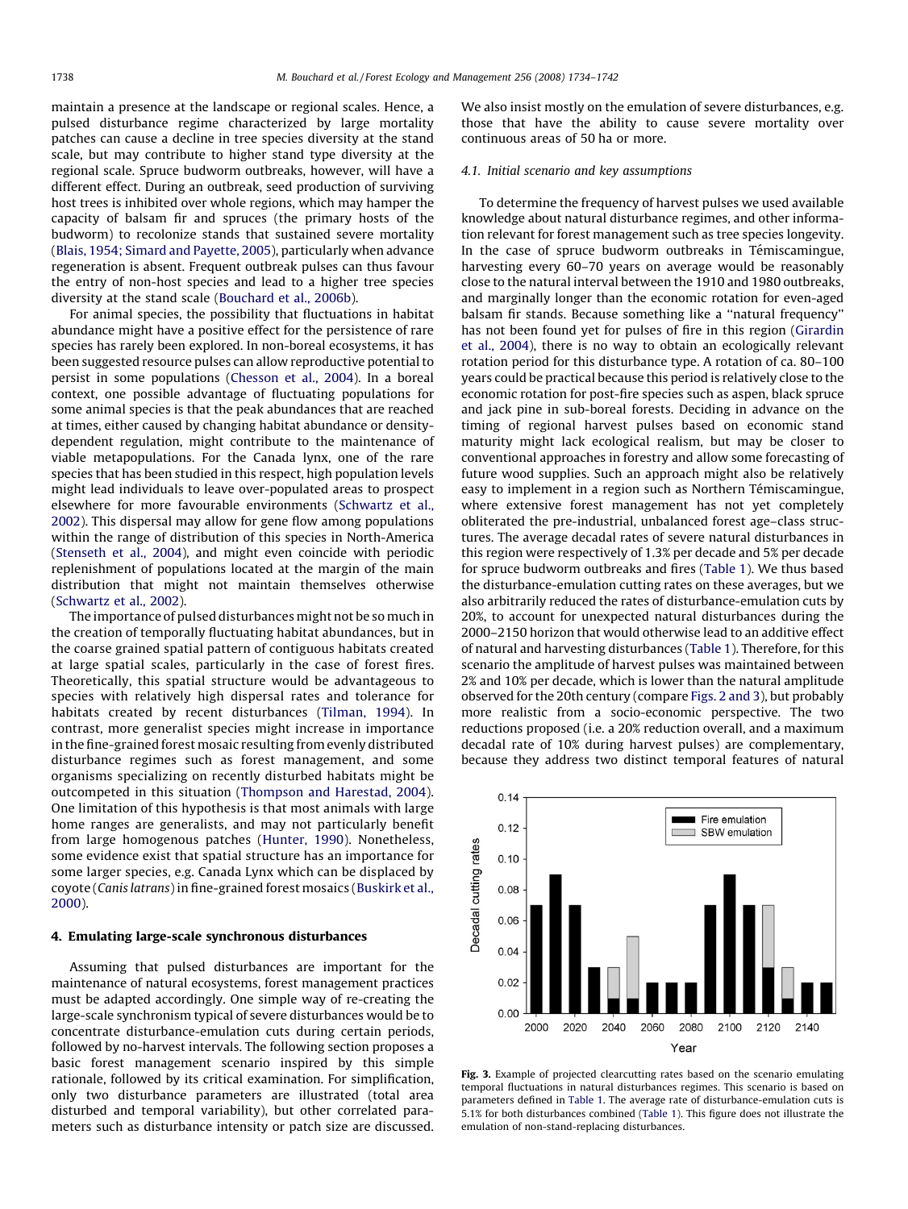maintain a presence at the landscape or regional scales. Hence, a pulsed disturbance regime characterized by large mortality patches can cause a decline in tree species diversity at the stand scale, but may contribute to higher stand type diversity at the regional scale. Spruce budworm outbreaks, however, will have a different effect. During an outbreak, seed production of surviving host trees is inhibited over whole regions, which may hamper the capacity of balsam fir and spruces (the primary hosts of the budworm) to recolonize stands that sustained severe mortality (Blais, 1954; Simard and Payette, 2005), particularly when advance regeneration is absent. Frequent outbreak pulses can thus favour the entry of non-host species and lead to a higher tree species diversity at the stand scale (Bouchard et al., 2006b).

For animal species, the possibility that fluctuations in habitat abundance might have a positive effect for the persistence of rare species has rarely been explored. In non-boreal ecosystems, it has been suggested resource pulses can allow reproductive potential to persist in some populations (Chesson et al., 2004). In a boreal context, one possible advantage of fluctuating populations for some animal species is that the peak abundances that are reached at times, either caused by changing habitat abundance or density-dependent regulation, might contribute to the maintenance of viable metapopulations. For the Canada lynx, one of the rare species that has been studied in this respect, high population levels might lead individuals to leave over-populated areas to prospect elsewhere for more favourable environments (Schwartz et al., 2002). This dispersal may allow for gene flow among populations within the range of distribution of this species in North-America (Stenseth et al., 2004), and might even coincide with periodic replenishment of populations located at the margin of the main distribution that might not maintain themselves otherwise (Schwartz et al., 2002).

The importance of pulsed disturbances might not be so much in the creation of temporally fluctuating habitat abundances, but in the coarse grained spatial pattern of contiguous habitats created at large spatial scales, particularly in the case of forest fires. Theoretically, this spatial structure would be advantageous to species with relatively high dispersal rates and tolerance for habitats created by recent disturbances (Tilman, 1994). In contrast, more generalist species might increase in importance in the fine-grained forest mosaic resulting from evenly distributed disturbance regimes such as forest management, and some organisms specializing on recently disturbed habitats might be outcompeted in this situation (Thompson and Harestad, 2004). One limitation of this hypothesis is that most animals with large home ranges are generalists, and may not particularly benefit from large homogenous patches (Hunter, 1990). Nonetheless, some evidence exist that spatial structure has an importance for some larger species, e.g. Canada Lynx which can be displaced by coyote (*Canis latrans*) in fine-grained forest mosaics (Buskirk et al., 2000).

## 4. Emulating large-scale synchronous disturbances

Assuming that pulsed disturbances are important for the maintenance of natural ecosystems, forest management practices must be adapted accordingly. One simple way of re-creating the large-scale synchronism typical of severe disturbances would be to concentrate disturbance-emulation cuts during certain periods, followed by no-harvest intervals. The following section proposes a basic forest management scenario inspired by this simple rationale, followed by its critical examination. For simplification, only two disturbance parameters are illustrated (total area disturbed and temporal variability), but other correlated parameters such as disturbance intensity or patch size are discussed. We also insist mostly on the emulation of severe disturbances, e.g. those that have the ability to cause severe mortality over continuous areas of 50 ha or more.

### 4.1. Initial scenario and key assumptions

To determine the frequency of harvest pulses we used available knowledge about natural disturbance regimes, and other information relevant for forest management such as tree species longevity. In the case of spruce budworm outbreaks in Témiscamingue, harvesting every 60–70 years on average would be reasonably close to the natural interval between the 1910 and 1980 outbreaks, and marginally longer than the economic rotation for even-aged balsam fir stands. Because something like a "natural frequency" has not been found yet for pulses of fire in this region (Girardin et al., 2004), there is no way to obtain an ecologically relevant rotation period for this disturbance type. A rotation of ca. 80–100 years could be practical because this period is relatively close to the economic rotation for post-fire species such as aspen, black spruce and jack pine in sub-boreal forests. Deciding in advance on the timing of regional harvest pulses based on economic stand maturity might lack ecological realism, but may be closer to conventional approaches in forestry and allow some forecasting of future wood supplies. Such an approach might also be relatively easy to implement in a region such as Northern Témiscamingue, where extensive forest management has not yet completely obliterated the pre-industrial, unbalanced forest age–class structures. The average decadal rates of severe natural disturbances in this region were respectively of 1.3% per decade and 5% per decade for spruce budworm outbreaks and fires (Table 1). We thus based the disturbance-emulation cutting rates on these averages, but we also arbitrarily reduced the rates of disturbance-emulation cuts by 20%, to account for unexpected natural disturbances during the 2000–2150 horizon that would otherwise lead to an additive effect of natural and harvesting disturbances (Table 1). Therefore, for this scenario the amplitude of harvest pulses was maintained between 2% and 10% per decade, which is lower than the natural amplitude observed for the 20th century (compare Figs. 2 and 3), but probably more realistic from a socio-economic perspective. The two reductions proposed (i.e. a 20% reduction overall, and a maximum decadal rate of 10% during harvest pulses) are complementary, because they address two distinct temporal features of natural

Fig. 3. Example of projected clearcutting rates based on the scenario emulating temporal fluctuations in natural disturbances regimes. This scenario is based on parameters defined in Table 1. The average rate of disturbance-emulation cuts is 5.1% for both disturbances combined (Table 1). This figure does not illustrate the emulation of non-stand-replacing disturbances.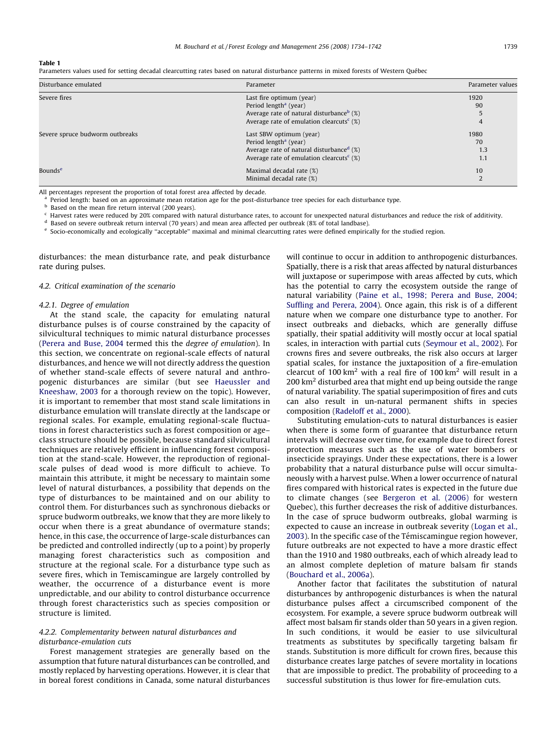**Table 1**
Parameters values used for setting decadal clearcutting rates based on natural disturbance patterns in mixed forests of Western Québec

| Disturbance emulated | Parameter | Parameter values |
|---|---|---|
| Severe fires | Last fire optimum (year) | 1920 |
| | Period length[a] (year) | 90 |
| | Average rate of natural disturbance[b] (%) | 5 |
| | Average rate of emulation clearcuts[c] (%) | 4 |
| Severe spruce budworm outbreaks | Last SBW optimum (year) | 1980 |
| | Period length[a] (year) | 70 |
| | Average rate of natural disturbance[d] (%) | 1.3 |
| | Average rate of emulation clearcuts[c] (%) | 1.1 |
| Bounds[e] | Maximal decadal rate (%) | 10 |
| | Minimal decadal rate (%) | 2 |

All percentages represent the proportion of total forest area affected by decade.
[a] Period length: based on an approximate mean rotation age for the post-disturbance tree species for each disturbance type.
[b] Based on the mean fire return interval (200 years).
[c] Harvest rates were reduced by 20% compared with natural disturbance rates, to account for unexpected natural disturbances and reduce the risk of additivity.
[d] Based on severe outbreak return interval (70 years) and mean area affected per outbreak (8% of total landbase).
[e] Socio-economically and ecologically "acceptable" maximal and minimal clearcutting rates were defined empirically for the studied region.

disturbances: the mean disturbance rate, and peak disturbance rate during pulses.

## 4.2. Critical examination of the scenario

### 4.2.1. Degree of emulation

At the stand scale, the capacity for emulating natural disturbance pulses is of course constrained by the capacity of silvicultural techniques to mimic natural disturbance processes (Perera and Buse, 2004 termed this the *degree of emulation*). In this section, we concentrate on regional-scale effects of natural disturbances, and hence we will not directly address the question of whether stand-scale effects of severe natural and anthropogenic disturbances are similar (but see Haeussler and Kneeshaw, 2003 for a thorough review on the topic). However, it is important to remember that most stand scale limitations in disturbance emulation will translate directly at the landscape or regional scales. For example, emulating regional-scale fluctuations in forest characteristics such as forest composition or age–class structure should be possible, because standard silvicultural techniques are relatively efficient in influencing forest composition at the stand-scale. However, the reproduction of regional-scale pulses of dead wood is more difficult to achieve. To maintain this attribute, it might be necessary to maintain some level of natural disturbances, a possibility that depends on the type of disturbances to be maintained and on our ability to control them. For disturbances such as synchronous diebacks or spruce budworm outbreaks, we know that they are more likely to occur when there is a great abundance of overmature stands; hence, in this case, the occurrence of large-scale disturbances can be predicted and controlled indirectly (up to a point) by properly managing forest characteristics such as composition and structure at the regional scale. For a disturbance type such as severe fires, which in Temiscamingue are largely controlled by weather, the occurrence of a disturbance event is more unpredictable, and our ability to control disturbance occurrence through forest characteristics such as species composition or structure is limited.

### 4.2.2. Complementarity between natural disturbances and disturbance-emulation cuts

Forest management strategies are generally based on the assumption that future natural disturbances can be controlled, and mostly replaced by harvesting operations. However, it is clear that in boreal forest conditions in Canada, some natural disturbances will continue to occur in addition to anthropogenic disturbances. Spatially, there is a risk that areas affected by natural disturbances will juxtapose or superimpose with areas affected by cuts, which has the potential to carry the ecosystem outside the range of natural variability (Paine et al., 1998; Perera and Buse, 2004; Suffling and Perera, 2004). Once again, this risk is of a different nature when we compare one disturbance type to another. For insect outbreaks and diebacks, which are generally diffuse spatially, their spatial additivity will mostly occur at local spatial scales, in interaction with partial cuts (Seymour et al., 2002). For crowns fires and severe outbreaks, the risk also occurs at larger spatial scales, for instance the juxtaposition of a fire-emulation clearcut of 100 $km^2$ with a real fire of 100 $km^2$ will result in a 200 $km^2$ disturbed area that might end up being outside the range of natural variability. The spatial superimposition of fires and cuts can also result in un-natural permanent shifts in species composition (Radeloff et al., 2000).

Substituting emulation-cuts to natural disturbances is easier when there is some form of guarantee that disturbance return intervals will decrease over time, for example due to direct forest protection measures such as the use of water bombers or insecticide sprayings. Under these expectations, there is a lower probability that a natural disturbance pulse will occur simultaneously with a harvest pulse. When a lower occurrence of natural fires compared with historical rates is expected in the future due to climate changes (see Bergeron et al. (2006) for western Quebec), this further decreases the risk of additive disturbances. In the case of spruce budworm outbreaks, global warming is expected to cause an increase in outbreak severity (Logan et al., 2003). In the specific case of the Témiscamingue region however, future outbreaks are not expected to have a more drastic effect than the 1910 and 1980 outbreaks, each of which already lead to an almost complete depletion of mature balsam fir stands (Bouchard et al., 2006a).

Another factor that facilitates the substitution of natural disturbances by anthropogenic disturbances is when the natural disturbance pulses affect a circumscribed component of the ecosystem. For example, a severe spruce budworm outbreak will affect most balsam fir stands older than 50 years in a given region. In such conditions, it would be easier to use silvicultural treatments as substitutes by specifically targeting balsam fir stands. Substitution is more difficult for crown fires, because this disturbance creates large patches of severe mortality in locations that are impossible to predict. The probability of proceeding to a successful substitution is thus lower for fire-emulation cuts.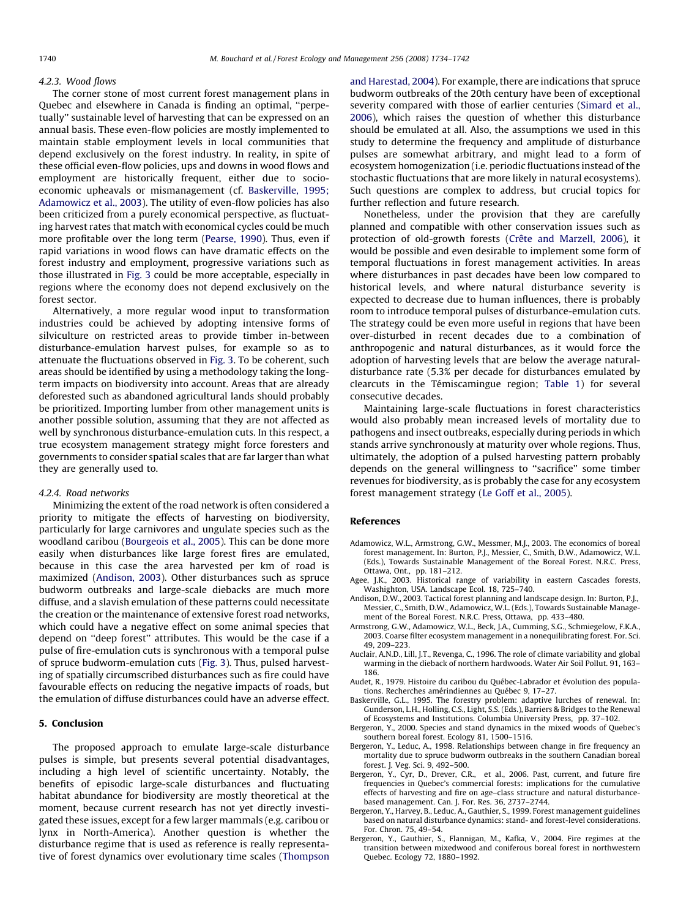### 4.2.3. Wood flows

The corner stone of most current forest management plans in Quebec and elsewhere in Canada is finding an optimal, "perpetually" sustainable level of harvesting that can be expressed on an annual basis. These even-flow policies are mostly implemented to maintain stable employment levels in local communities that depend exclusively on the forest industry. In reality, in spite of these official even-flow policies, ups and downs in wood flows and employment are historically frequent, either due to socio-economic upheavals or mismanagement (cf. Baskerville, 1995; Adamowicz et al., 2003). The utility of even-flow policies has also been criticized from a purely economical perspective, as fluctuating harvest rates that match with economical cycles could be much more profitable over the long term (Pearse, 1990). Thus, even if rapid variations in wood flows can have dramatic effects on the forest industry and employment, progressive variations such as those illustrated in Fig. 3 could be more acceptable, especially in regions where the economy does not depend exclusively on the forest sector.

Alternatively, a more regular wood input to transformation industries could be achieved by adopting intensive forms of silviculture on restricted areas to provide timber in-between disturbance-emulation harvest pulses, for example so as to attenuate the fluctuations observed in Fig. 3. To be coherent, such areas should be identified by using a methodology taking the long-term impacts on biodiversity into account. Areas that are already deforested such as abandoned agricultural lands should probably be prioritized. Importing lumber from other management units is another possible solution, assuming that they are not affected as well by synchronous disturbance-emulation cuts. In this respect, a true ecosystem management strategy might force foresters and governments to consider spatial scales that are far larger than what they are generally used to.

### 4.2.4. Road networks

Minimizing the extent of the road network is often considered a priority to mitigate the effects of harvesting on biodiversity, particularly for large carnivores and ungulate species such as the woodland caribou (Bourgeois et al., 2005). This can be done more easily when disturbances like large forest fires are emulated, because in this case the area harvested per km of road is maximized (Andison, 2003). Other disturbances such as spruce budworm outbreaks and large-scale diebacks are much more diffuse, and a slavish emulation of these patterns could necessitate the creation or the maintenance of extensive forest road networks, which could have a negative effect on some animal species that depend on "deep forest" attributes. This would be the case if a pulse of fire-emulation cuts is synchronous with a temporal pulse of spruce budworm-emulation cuts (Fig. 3). Thus, pulsed harvesting of spatially circumscribed disturbances such as fire could have favourable effects on reducing the negative impacts of roads, but the emulation of diffuse disturbances could have an adverse effect.

## 5. Conclusion

The proposed approach to emulate large-scale disturbance pulses is simple, but presents several potential disadvantages, including a high level of scientific uncertainty. Notably, the benefits of episodic large-scale disturbances and fluctuating habitat abundance for biodiversity are mostly theoretical at the moment, because current research has not yet directly investigated these issues, except for a few larger mammals (e.g. caribou or lynx in North-America). Another question is whether the disturbance regime that is used as reference is really representative of forest dynamics over evolutionary time scales (Thompson and Harestad, 2004). For example, there are indications that spruce budworm outbreaks of the 20th century have been of exceptional severity compared with those of earlier centuries (Simard et al., 2006), which raises the question of whether this disturbance should be emulated at all. Also, the assumptions we used in this study to determine the frequency and amplitude of disturbance pulses are somewhat arbitrary, and might lead to a form of ecosystem homogenization (i.e. periodic fluctuations instead of the stochastic fluctuations that are more likely in natural ecosystems). Such questions are complex to address, but crucial topics for further reflection and future research.

Nonetheless, under the provision that they are carefully planned and compatible with other conservation issues such as protection of old-growth forests (Crête and Marzell, 2006), it would be possible and even desirable to implement some form of temporal fluctuations in forest management activities. In areas where disturbances in past decades have been low compared to historical levels, and where natural disturbance severity is expected to decrease due to human influences, there is probably room to introduce temporal pulses of disturbance-emulation cuts. The strategy could be even more useful in regions that have been over-disturbed in recent decades due to a combination of anthropogenic and natural disturbances, as it would force the adoption of harvesting levels that are below the average natural-disturbance rate (5.3% per decade for disturbances emulated by clearcuts in the Témiscamingue region; Table 1) for several consecutive decades.

Maintaining large-scale fluctuations in forest characteristics would also probably mean increased levels of mortality due to pathogens and insect outbreaks, especially during periods in which stands arrive synchronously at maturity over whole regions. Thus, ultimately, the adoption of a pulsed harvesting pattern probably depends on the general willingness to "sacrifice" some timber revenues for biodiversity, as is probably the case for any ecosystem forest management strategy (Le Goff et al., 2005).

## References

Adamowicz, W.L., Armstrong, G.W., Messmer, M.J., 2003. The economics of boreal forest management. In: Burton, P.J., Messier, C., Smith, D.W., Adamowicz, W.L. (Eds.), Towards Sustainable Management of the Boreal Forest. N.R.C. Press, Ottawa, Ont., pp. 181–212.

Agee, J.K., 2003. Historical range of variability in eastern Cascades forests, Washington, USA. Landscape Ecol. 18, 725–740.

Andison, D.W., 2003. Tactical forest planning and landscape design. In: Burton, P.J., Messier, C., Smith, D.W., Adamowicz, W.L. (Eds.), Towards Sustainable Management of the Boreal Forest. N.R.C. Press, Ottawa, pp. 433–480.

Armstrong, G.W., Adamowicz, W.L., Beck, J.A., Cumming, S.G., Schmiegelow, F.K.A., 2003. Coarse filter ecosystem management in a nonequilibrating forest. For. Sci. 49, 209–223.

Auclair, A.N.D., Lill, J.T., Revenga, C., 1996. The role of climate variability and global warming in the dieback of northern hardwoods. Water Air Soil Pollut. 91, 163–186.

Audet, R., 1979. Histoire du caribou du Québec-Labrador et évolution des populations. Recherches amérindiennes au Québec 9, 17–27.

Baskerville, G.L., 1995. The forestry problem: adaptive lurches of renewal. In: Gunderson, L.H., Holling, C.S., Light, S.S. (Eds.), Barriers & Bridges to the Renewal of Ecosystems and Institutions. Columbia University Press, pp. 37–102.

Bergeron, Y., 2000. Species and stand dynamics in the mixed woods of Quebec's southern boreal forest. Ecology 81, 1500–1516.

Bergeron, Y., Leduc, A., 1998. Relationships between change in fire frequency an mortality due to spruce budworm outbreaks in the southern Canadian boreal forest. J. Veg. Sci. 9, 492–500.

Bergeron, Y., Cyr, D., Drever, C.R., et al., 2006. Past, current, and future fire frequencies in Quebec's commercial forests: implications for the cumulative effects of harvesting and fire on age–class structure and natural disturbance-based management. Can. J. For. Res. 36, 2737–2744.

Bergeron, Y., Harvey, B., Leduc, A., Gauthier, S., 1999. Forest management guidelines based on natural disturbance dynamics: stand- and forest-level considerations. For. Chron. 75, 49–54.

Bergeron, Y., Gauthier, S., Flannigan, M., Kafka, V., 2004. Fire regimes at the transition between mixedwood and coniferous boreal forest in northwestern Quebec. Ecology 72, 1880–1992.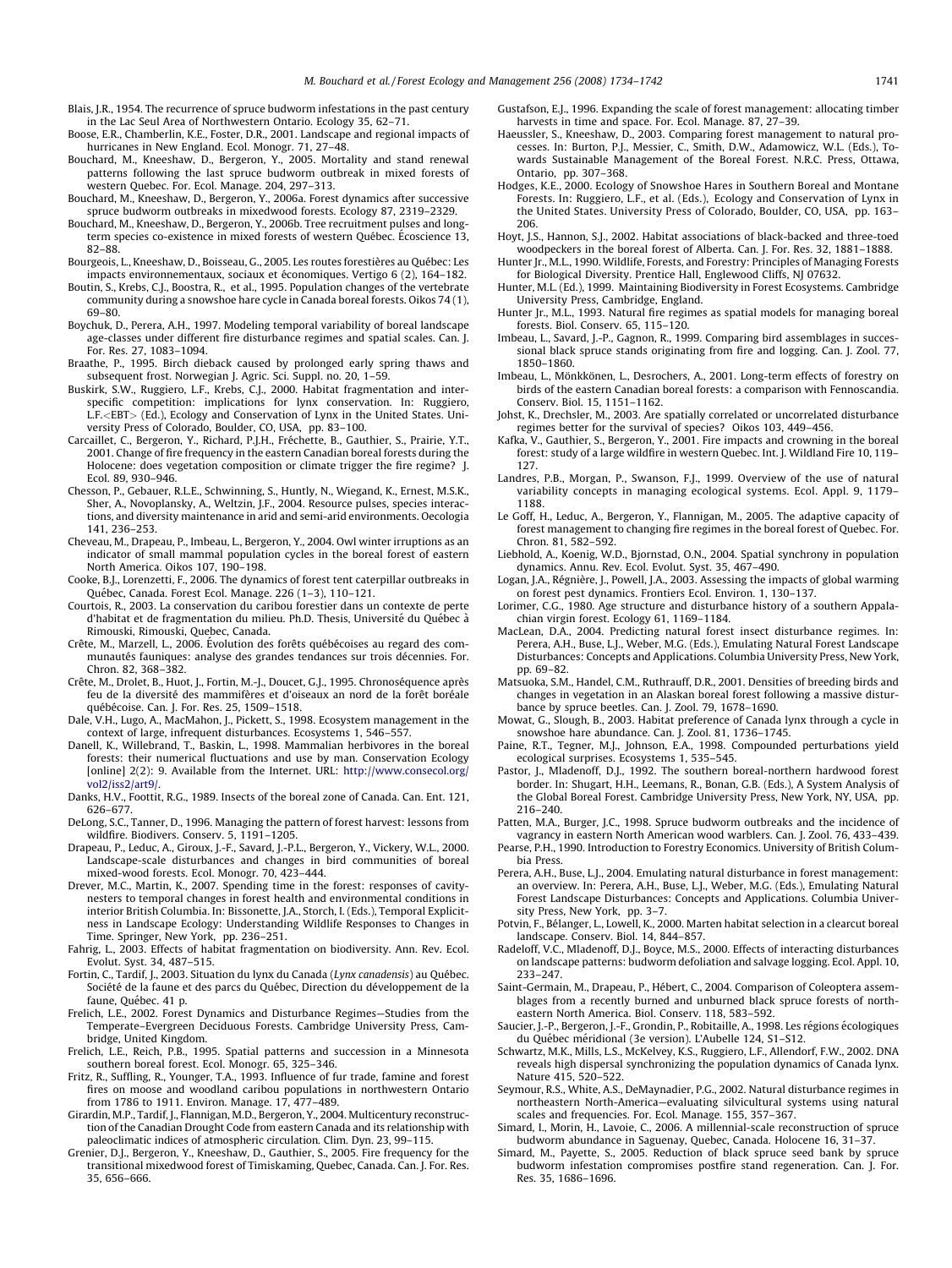Blais, J.R., 1954. The recurrence of spruce budworm infestations in the past century in the Lac Seul Area of Northwestern Ontario. Ecology 35, 62–71.

Boose, E.R., Chamberlin, K.E., Foster, D.R., 2001. Landscape and regional impacts of hurricanes in New England. Ecol. Monogr. 71, 27–48.

Bouchard, M., Kneeshaw, D., Bergeron, Y., 2005. Mortality and stand renewal patterns following the last spruce budworm outbreak in mixed forests of western Quebec. For. Ecol. Manage. 204, 297–313.

Bouchard, M., Kneeshaw, D., Bergeron, Y., 2006a. Forest dynamics after successive spruce budworm outbreaks in mixedwood forests. Ecology 87, 2319–2329.

Bouchard, M., Kneeshaw, D., Bergeron, Y., 2006b. Tree recruitment pulses and long-term species co-existence in mixed forests of western Québec. Écoscience 13, 82–88.

Bourgeois, L., Kneeshaw, D., Boisseau, G., 2005. Les routes forestières au Québec: Les impacts environnementaux, sociaux et économiques. Vertigo 6 (2), 164–182.

Boutin, S., Krebs, C.J., Boostra, R., et al., 1995. Population changes of the vertebrate community during a snowshoe hare cycle in Canada boreal forests. Oikos 74 (1), 69–80.

Boychuk, D., Perera, A.H., 1997. Modeling temporal variability of boreal landscape age-classes under different fire disturbance regimes and spatial scales. Can. J. For. Res. 27, 1083–1094.

Braathe, P., 1995. Birch dieback caused by prolonged early spring thaws and subsequent frost. Norwegian J. Agric. Sci. Suppl. no. 20, 1–59.

Buskirk, S.W., Ruggiero, L.F., Krebs, C.J., 2000. Habitat fragmentation and interspecific competition: implications for lynx conservation. In: Ruggiero, L.F.<EBT> (Ed.), Ecology and Conservation of Lynx in the United States. University Press of Colorado, Boulder, CO, USA, pp. 83–100.

Carcaillet, C., Bergeron, Y., Richard, P.J.H., Fréchette, B., Gauthier, S., Prairie, Y.T., 2001. Change of fire frequency in the eastern Canadian boreal forests during the Holocene: does vegetation composition or climate trigger the fire regime? J. Ecol. 89, 930–946.

Chesson, P., Gebauer, R.L.E., Schwinning, S., Huntly, N., Wiegand, K., Ernest, M.S.K., Sher, A., Novoplansky, A., Weltzin, J.F., 2004. Resource pulses, species interactions, and diversity maintenance in arid and semi-arid environments. Oecologia 141, 236–253.

Cheveau, M., Drapeau, P., Imbeau, L., Bergeron, Y., 2004. Owl winter irruptions as an indicator of small mammal population cycles in the boreal forest of eastern North America. Oikos 107, 190–198.

Cooke, B.J., Lorenzetti, F., 2006. The dynamics of forest tent caterpillar outbreaks in Québec, Canada. Forest Ecol. Manage. 226 (1–3), 110–121.

Courtois, R., 2003. La conservation du caribou forestier dans un contexte de perte d'habitat et de fragmentation du milieu. Ph.D. Thesis, Université du Québec à Rimouski, Rimouski, Quebec, Canada.

Crête, M., Marzell, L., 2006. Évolution des forêts québécoises au regard des communautés fauniques: analyse des grandes tendances sur trois décennies. For. Chron. 82, 368–382.

Crête, M., Drolet, B., Huot, J., Fortin, M.-J., Doucet, G.J., 1995. Chronoséquence après feu de la diversité des mammifères et d'oiseaux au nord de la forêt boréale québécoise. Can. J. For. Res. 25, 1509–1518.

Dale, V.H., Lugo, A., MacMahon, J., Pickett, S., 1998. Ecosystem management in the context of large, infrequent disturbances. Ecosystems 1, 546–557.

Danell, K., Willebrand, T., Baskin, L., 1998. Mammalian herbivores in the boreal forests: their numerical fluctuations and use by man. Conservation Ecology [online] 2(2): 9. Available from the Internet. URL: http://www.consecol.org/vol2/iss2/art9/.

Danks, H.V., Foottit, R.G., 1989. Insects of the boreal zone of Canada. Can. Ent. 121, 626–677.

DeLong, S.C., Tanner, D., 1996. Managing the pattern of forest harvest: lessons from wildfire. Biodivers. Conserv. 5, 1191–1205.

Drapeau, P., Leduc, A., Giroux, J.-F., Savard, J.-P.L., Bergeron, Y., Vickery, W.L., 2000. Landscape-scale disturbances and changes in bird communities of boreal mixed-wood forests. Ecol. Monogr. 70, 423–444.

Drever, M.C., Martin, K., 2007. Spending time in the forest: responses of cavity-nesters to temporal changes in forest health and environmental conditions in interior British Columbia. In: Bissonette, J.A., Storch, I. (Eds.), Temporal Explicitness in Landscape Ecology: Understanding Wildlife Responses to Changes in Time. Springer, New York, pp. 236–251.

Fahrig, L., 2003. Effects of habitat fragmentation on biodiversity. Ann. Rev. Ecol. Evolut. Syst. 34, 487–515.

Fortin, C., Tardif, J., 2003. Situation du lynx du Canada (*Lynx canadensis*) au Québec. Société de la faune et des parcs du Québec, Direction du développement de la faune, Québec. 41 p.

Frelich, L.E., 2002. Forest Dynamics and Disturbance Regimes—Studies from the Temperate–Evergreen Deciduous Forests. Cambridge University Press, Cambridge, United Kingdom.

Frelich, L.E., Reich, P.B., 1995. Spatial patterns and succession in a Minnesota southern boreal forest. Ecol. Monogr. 65, 325–346.

Fritz, R., Suffling, R., Younger, T.A., 1993. Influence of fur trade, famine and forest fires on moose and woodland caribou populations in northwestern Ontario from 1786 to 1911. Environ. Manage. 17, 477–489.

Girardin, M.P., Tardif, J., Flannigan, M.D., Bergeron, Y., 2004. Multicentury reconstruction of the Canadian Drought Code from eastern Canada and its relationship with paleoclimatic indices of atmospheric circulation. Clim. Dyn. 23, 99–115.

Grenier, D.J., Bergeron, Y., Kneeshaw, D., Gauthier, S., 2005. Fire frequency for the transitional mixedwood forest of Timiskaming, Quebec, Canada. Can. J. For. Res. 35, 656–666.

Gustafson, E.J., 1996. Expanding the scale of forest management: allocating timber harvests in time and space. For. Ecol. Manage. 87, 27–39.

Haeussler, S., Kneeshaw, D., 2003. Comparing forest management to natural processes. In: Burton, P.J., Messier, C., Smith, D.W., Adamowicz, W.L. (Eds.), Towards Sustainable Management of the Boreal Forest. N.R.C. Press, Ottawa, Ontario, pp. 307–368.

Hodges, K.E., 2000. Ecology of Snowshoe Hares in Southern Boreal and Montane Forests. In: Ruggiero, L.F., et al. (Eds.), Ecology and Conservation of Lynx in the United States. University Press of Colorado, Boulder, CO, USA, pp. 163–206.

Hoyt, J.S., Hannon, S.J., 2002. Habitat associations of black-backed and three-toed woodpeckers in the boreal forest of Alberta. Can. J. For. Res. 32, 1881–1888.

Hunter Jr., M.L., 1990. Wildlife, Forests, and Forestry: Principles of Managing Forests for Biological Diversity. Prentice Hall, Englewood Cliffs, NJ 07632.

Hunter, M.L. (Ed.), 1999. Maintaining Biodiversity in Forest Ecosystems. Cambridge University Press, Cambridge, England.

Hunter Jr., M.L., 1993. Natural fire regimes as spatial models for managing boreal forests. Biol. Conserv. 65, 115–120.

Imbeau, L., Savard, J.-P., Gagnon, R., 1999. Comparing bird assemblages in successional black spruce stands originating from fire and logging. Can. J. Zool. 77, 1850–1860.

Imbeau, L., Mönkkönen, L., Desrochers, A., 2001. Long-term effects of forestry on birds of the eastern Canadian boreal forests: a comparison with Fennoscandia. Conserv. Biol. 15, 1151–1162.

Johst, K., Drechsler, M., 2003. Are spatially correlated or uncorrelated disturbance regimes better for the survival of species? Oikos 103, 449–456.

Kafka, V., Gauthier, S., Bergeron, Y., 2001. Fire impacts and crowning in the boreal forest: study of a large wildfire in western Quebec. Int. J. Wildland Fire 10, 119–127.

Landres, P.B., Morgan, P., Swanson, F.J., 1999. Overview of the use of natural variability concepts in managing ecological systems. Ecol. Appl. 9, 1179–1188.

Le Goff, H., Leduc, A., Bergeron, Y., Flannigan, M., 2005. The adaptive capacity of forest management to changing fire regimes in the boreal forest of Quebec. For. Chron. 81, 582–592.

Liebhold, A., Koenig, W.D., Bjornstad, O.N., 2004. Spatial synchrony in population dynamics. Annu. Rev. Ecol. Evolut. Syst. 35, 467–490.

Logan, J.A., Régnière, J., Powell, J.A., 2003. Assessing the impacts of global warming on forest pest dynamics. Frontiers Ecol. Environ. 1, 130–137.

Lorimer, C.G., 1980. Age structure and disturbance history of a southern Appalachian virgin forest. Ecology 61, 1169–1184.

MacLean, D.A., 2004. Predicting natural forest insect disturbance regimes. In: Perera, A.H., Buse, L.J., Weber, M.G. (Eds.), Emulating Natural Forest Landscape Disturbances: Concepts and Applications. Columbia University Press, New York, pp. 69–82.

Matsuoka, S.M., Handel, C.M., Ruthrauff, D.R., 2001. Densities of breeding birds and changes in vegetation in an Alaskan boreal forest following a massive disturbance by spruce beetles. Can. J. Zool. 79, 1678–1690.

Mowat, G., Slough, B., 2003. Habitat preference of Canada lynx through a cycle in snowshoe hare abundance. Can. J. Zool. 81, 1736–1745.

Paine, R.T., Tegner, M.J., Johnson, E.A., 1998. Compounded perturbations yield ecological surprises. Ecosystems 1, 535–545.

Pastor, J., Mladenoff, D.J., 1992. The southern boreal-northern hardwood forest border. In: Shugart, H.H., Leemans, R., Bonan, G.B. (Eds.), A System Analysis of the Global Boreal Forest. Cambridge University Press, New York, NY, USA, pp. 216–240.

Patten, M.A., Burger, J.C., 1998. Spruce budworm outbreaks and the incidence of vagrancy in eastern North American wood warblers. Can. J. Zool. 76, 433–439.

Pearse, P.H., 1990. Introduction to Forestry Economics. University of British Columbia Press.

Perera, A.H., Buse, L.J., 2004. Emulating natural disturbance in forest management: an overview. In: Perera, A.H., Buse, L.J., Weber, M.G. (Eds.), Emulating Natural Forest Landscape Disturbances: Concepts and Applications. Columbia University Press, New York, pp. 3–7.

Potvin, F., Bélanger, L., Lowell, K., 2000. Marten habitat selection in a clearcut boreal landscape. Conserv. Biol. 14, 844–857.

Radeloff, V.C., Mladenoff, D.J., Boyce, M.S., 2000. Effects of interacting disturbances on landscape patterns: budworm defoliation and salvage logging. Ecol. Appl. 10, 233–247.

Saint-Germain, M., Drapeau, P., Hébert, C., 2004. Comparison of Coleoptera assemblages from a recently burned and unburned black spruce forests of northeastern North America. Biol. Conserv. 118, 583–592.

Saucier, J.-P., Bergeron, J.-F., Grondin, P., Robitaille, A., 1998. Les régions écologiques du Québec méridional (3e version). L'Aubelle 124, S1–S12.

Schwartz, M.K., Mills, L.S., McKelvey, K.S., Ruggiero, L.F., Allendorf, F.W., 2002. DNA reveals high dispersal synchronizing the population dynamics of Canada lynx. Nature 415, 520–522.

Seymour, R.S., White, A.S., DeMaynadier, P.G., 2002. Natural disturbance regimes in northeastern North-America—evaluating silvicultural systems using natural scales and frequencies. For. Ecol. Manage. 155, 357–367.

Simard, I., Morin, H., Lavoie, C., 2006. A millennial-scale reconstruction of spruce budworm abundance in Saguenay, Quebec, Canada. Holocene 16, 31–37.

Simard, M., Payette, S., 2005. Reduction of black spruce seed bank by spruce budworm infestation compromises postfire stand regeneration. Can. J. For. Res. 35, 1686–1696.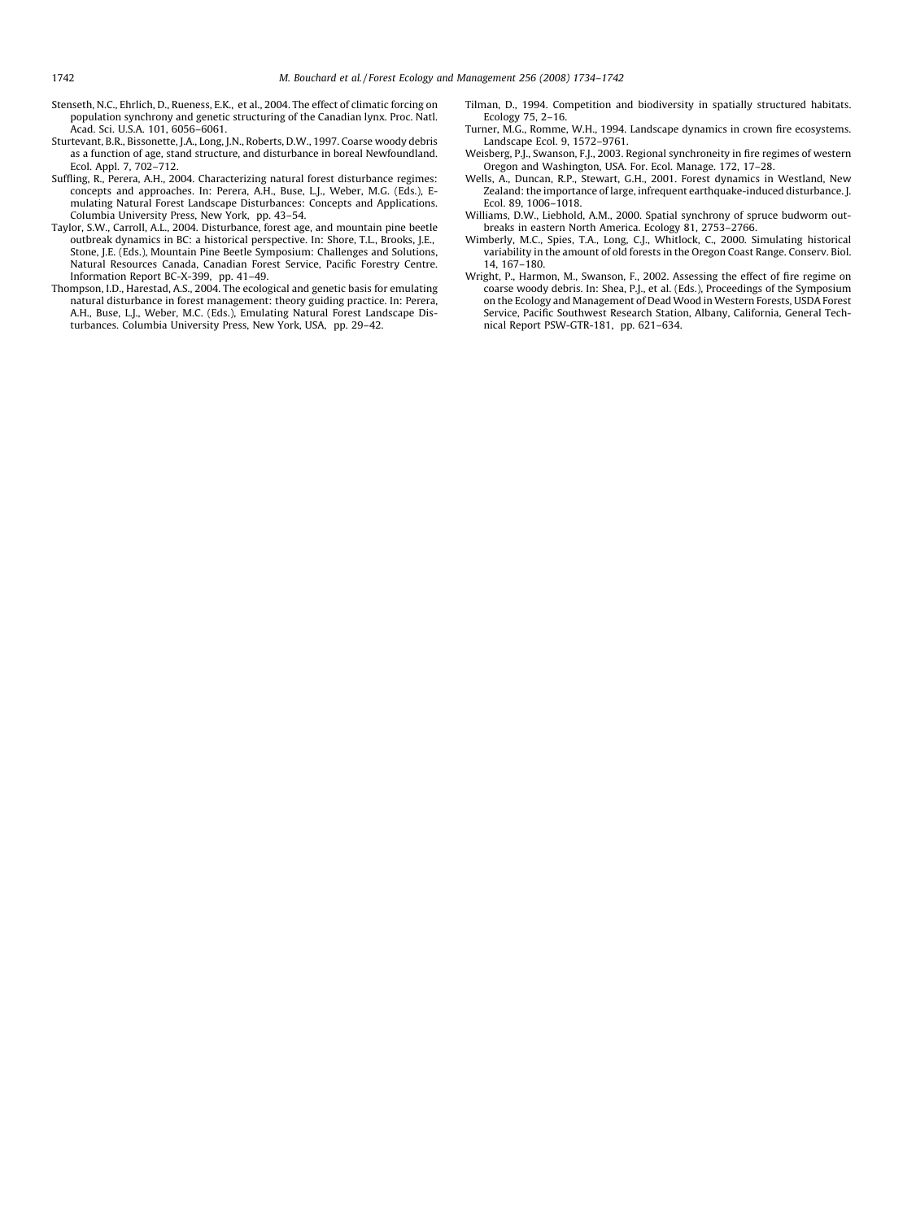Stenseth, N.C., Ehrlich, D., Rueness, E.K., et al., 2004. The effect of climatic forcing on population synchrony and genetic structuring of the Canadian lynx. Proc. Natl. Acad. Sci. U.S.A. 101, 6056–6061.

Sturtevant, B.R., Bissonette, J.A., Long, J.N., Roberts, D.W., 1997. Coarse woody debris as a function of age, stand structure, and disturbance in boreal Newfoundland. Ecol. Appl. 7, 702–712.

Suffling, R., Perera, A.H., 2004. Characterizing natural forest disturbance regimes: concepts and approaches. In: Perera, A.H., Buse, L.J., Weber, M.G. (Eds.), Emulating Natural Forest Landscape Disturbances: Concepts and Applications. Columbia University Press, New York, pp. 43–54.

Taylor, S.W., Carroll, A.L., 2004. Disturbance, forest age, and mountain pine beetle outbreak dynamics in BC: a historical perspective. In: Shore, T.L., Brooks, J.E., Stone, J.E. (Eds.), Mountain Pine Beetle Symposium: Challenges and Solutions, Natural Resources Canada, Canadian Forest Service, Pacific Forestry Centre. Information Report BC-X-399, pp. 41–49.

Thompson, I.D., Harestad, A.S., 2004. The ecological and genetic basis for emulating natural disturbance in forest management: theory guiding practice. In: Perera, A.H., Buse, L.J., Weber, M.C. (Eds.), Emulating Natural Forest Landscape Disturbances. Columbia University Press, New York, USA, pp. 29–42.

Tilman, D., 1994. Competition and biodiversity in spatially structured habitats. Ecology 75, 2–16.

Turner, M.G., Romme, W.H., 1994. Landscape dynamics in crown fire ecosystems. Landscape Ecol. 9, 1572–9761.

Weisberg, P.J., Swanson, F.J., 2003. Regional synchroneity in fire regimes of western Oregon and Washington, USA. For. Ecol. Manage. 172, 17–28.

Wells, A., Duncan, R.P., Stewart, G.H., 2001. Forest dynamics in Westland, New Zealand: the importance of large, infrequent earthquake-induced disturbance. J. Ecol. 89, 1006–1018.

Williams, D.W., Liebhold, A.M., 2000. Spatial synchrony of spruce budworm outbreaks in eastern North America. Ecology 81, 2753–2766.

Wimberly, M.C., Spies, T.A., Long, C.J., Whitlock, C., 2000. Simulating historical variability in the amount of old forests in the Oregon Coast Range. Conserv. Biol. 14, 167–180.

Wright, P., Harmon, M., Swanson, F., 2002. Assessing the effect of fire regime on coarse woody debris. In: Shea, P.J., et al. (Eds.), Proceedings of the Symposium on the Ecology and Management of Dead Wood in Western Forests, USDA Forest Service, Pacific Southwest Research Station, Albany, California, General Technical Report PSW-GTR-181, pp. 621–634.